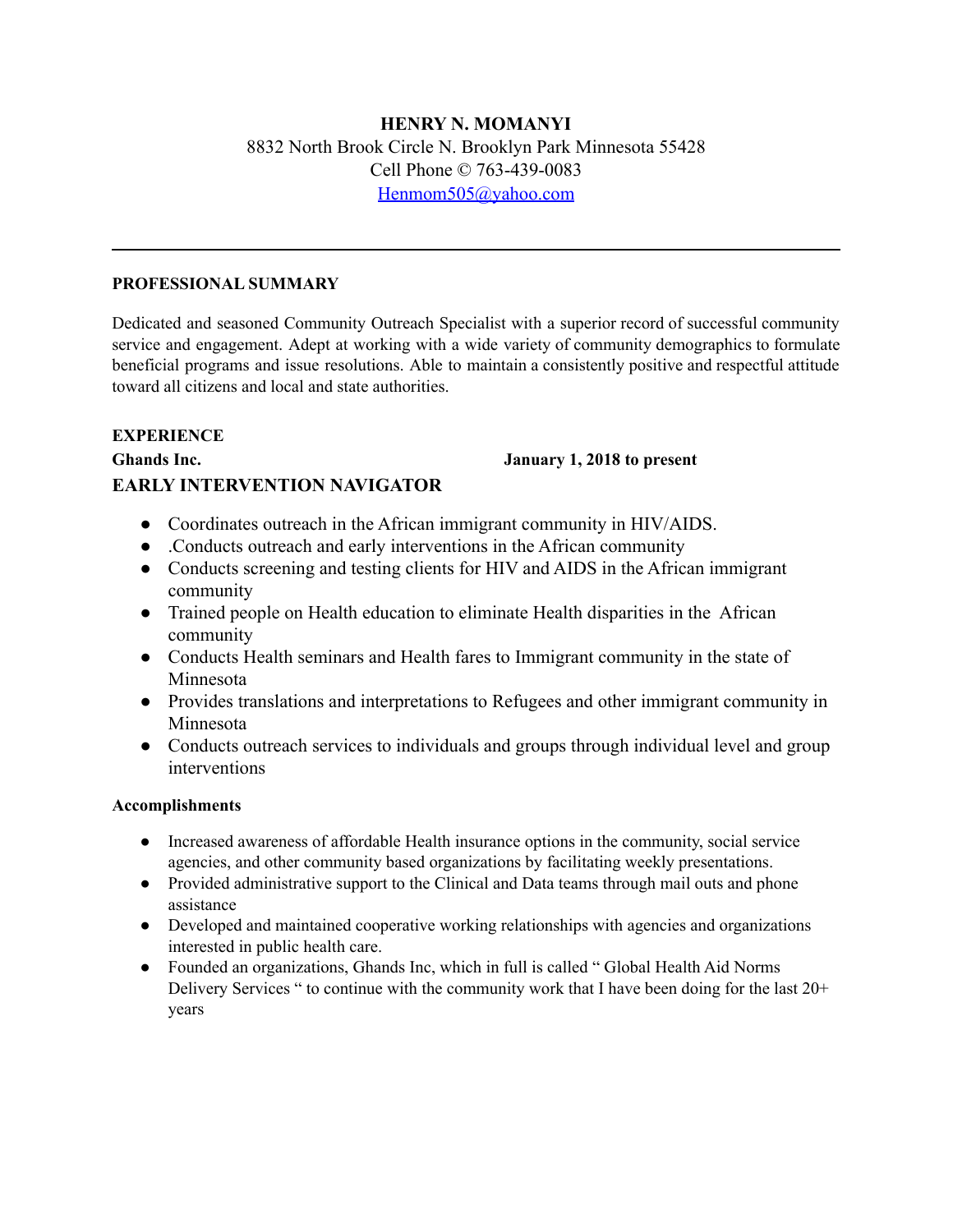# HENRY N. MOMANYI

8832 North Brook Circle N. Brooklyn Park Minnesota 55428
Cell Phone © 763-439-0083
Henmom505@yahoo.com

---

## PROFESSIONAL SUMMARY

Dedicated and seasoned Community Outreach Specialist with a superior record of successful community service and engagement. Adept at working with a wide variety of community demographics to formulate beneficial programs and issue resolutions. Able to maintain a consistently positive and respectful attitude toward all citizens and local and state authorities.

## EXPERIENCE

**Ghands Inc.** **January 1, 2018 to present**

### EARLY INTERVENTION NAVIGATOR

- Coordinates outreach in the African immigrant community in HIV/AIDS.
- .Conducts outreach and early interventions in the African community
- Conducts screening and testing clients for HIV and AIDS in the African immigrant community
- Trained people on Health education to eliminate Health disparities in the African community
- Conducts Health seminars and Health fares to Immigrant community in the state of Minnesota
- Provides translations and interpretations to Refugees and other immigrant community in Minnesota
- Conducts outreach services to individuals and groups through individual level and group interventions

**Accomplishments**

- Increased awareness of affordable Health insurance options in the community, social service agencies, and other community based organizations by facilitating weekly presentations.
- Provided administrative support to the Clinical and Data teams through mail outs and phone assistance
- Developed and maintained cooperative working relationships with agencies and organizations interested in public health care.
- Founded an organizations, Ghands Inc, which in full is called " Global Health Aid Norms Delivery Services " to continue with the community work that I have been doing for the last 20+ years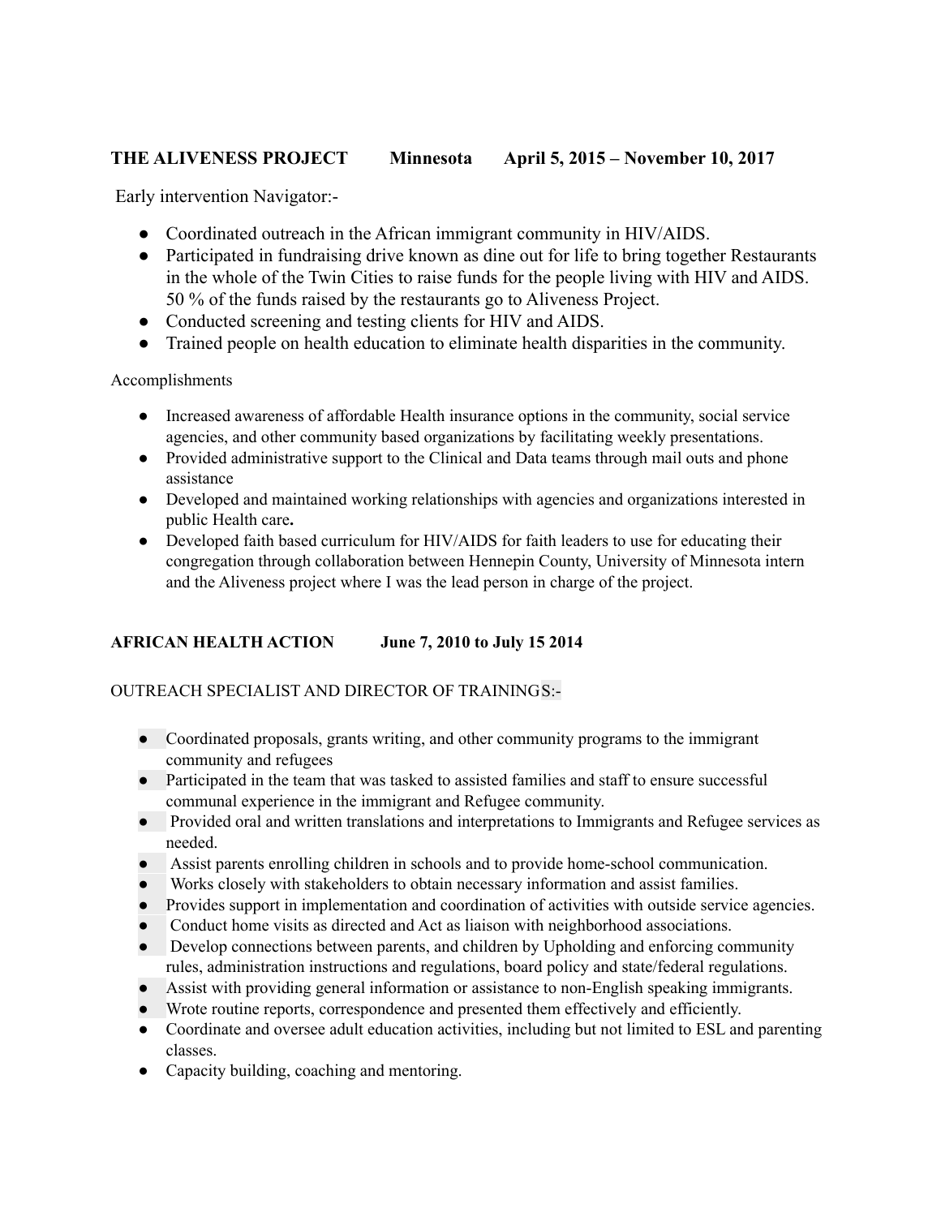**THE ALIVENESS PROJECT Minnesota April 5, 2015 – November 10, 2017**

Early intervention Navigator:-

- Coordinated outreach in the African immigrant community in HIV/AIDS.
- Participated in fundraising drive known as dine out for life to bring together Restaurants in the whole of the Twin Cities to raise funds for the people living with HIV and AIDS. 50 % of the funds raised by the restaurants go to Aliveness Project.
- Conducted screening and testing clients for HIV and AIDS.
- Trained people on health education to eliminate health disparities in the community.

Accomplishments

- Increased awareness of affordable Health insurance options in the community, social service agencies, and other community based organizations by facilitating weekly presentations.
- Provided administrative support to the Clinical and Data teams through mail outs and phone assistance
- Developed and maintained working relationships with agencies and organizations interested in public Health care**.**
- Developed faith based curriculum for HIV/AIDS for faith leaders to use for educating their congregation through collaboration between Hennepin County, University of Minnesota intern and the Aliveness project where I was the lead person in charge of the project.

**AFRICAN HEALTH ACTION June 7, 2010 to July 15 2014**

OUTREACH SPECIALIST AND DIRECTOR OF TRAININGS:-

- Coordinated proposals, grants writing, and other community programs to the immigrant community and refugees
- Participated in the team that was tasked to assisted families and staff to ensure successful communal experience in the immigrant and Refugee community.
- Provided oral and written translations and interpretations to Immigrants and Refugee services as needed.
- Assist parents enrolling children in schools and to provide home-school communication.
- Works closely with stakeholders to obtain necessary information and assist families.
- Provides support in implementation and coordination of activities with outside service agencies.
- Conduct home visits as directed and Act as liaison with neighborhood associations.
- Develop connections between parents, and children by Upholding and enforcing community rules, administration instructions and regulations, board policy and state/federal regulations.
- Assist with providing general information or assistance to non-English speaking immigrants.
- Wrote routine reports, correspondence and presented them effectively and efficiently.
- Coordinate and oversee adult education activities, including but not limited to ESL and parenting classes.
- Capacity building, coaching and mentoring.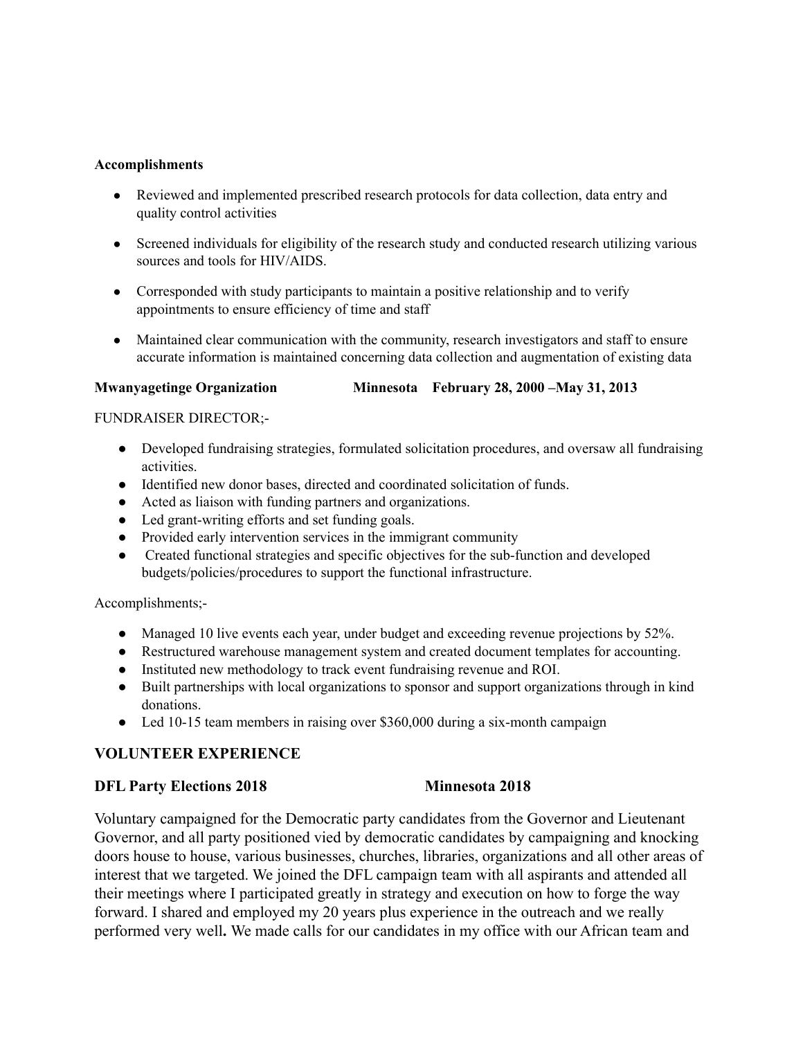**Accomplishments**

- Reviewed and implemented prescribed research protocols for data collection, data entry and quality control activities
- Screened individuals for eligibility of the research study and conducted research utilizing various sources and tools for HIV/AIDS.
- Corresponded with study participants to maintain a positive relationship and to verify appointments to ensure efficiency of time and staff
- Maintained clear communication with the community, research investigators and staff to ensure accurate information is maintained concerning data collection and augmentation of existing data

**Mwanyagetinge Organization Minnesota February 28, 2000 –May 31, 2013**

FUNDRAISER DIRECTOR;-

- Developed fundraising strategies, formulated solicitation procedures, and oversaw all fundraising activities.
- Identified new donor bases, directed and coordinated solicitation of funds.
- Acted as liaison with funding partners and organizations.
- Led grant-writing efforts and set funding goals.
- Provided early intervention services in the immigrant community
- Created functional strategies and specific objectives for the sub-function and developed budgets/policies/procedures to support the functional infrastructure.

Accomplishments;-

- Managed 10 live events each year, under budget and exceeding revenue projections by 52%.
- Restructured warehouse management system and created document templates for accounting.
- Instituted new methodology to track event fundraising revenue and ROI.
- Built partnerships with local organizations to sponsor and support organizations through in kind donations.
- Led 10-15 team members in raising over $360,000 during a six-month campaign

## VOLUNTEER EXPERIENCE

**DFL Party Elections 2018 Minnesota 2018**

Voluntary campaigned for the Democratic party candidates from the Governor and Lieutenant Governor, and all party positioned vied by democratic candidates by campaigning and knocking doors house to house, various businesses, churches, libraries, organizations and all other areas of interest that we targeted. We joined the DFL campaign team with all aspirants and attended all their meetings where I participated greatly in strategy and execution on how to forge the way forward. I shared and employed my 20 years plus experience in the outreach and we really performed very well**.** We made calls for our candidates in my office with our African team and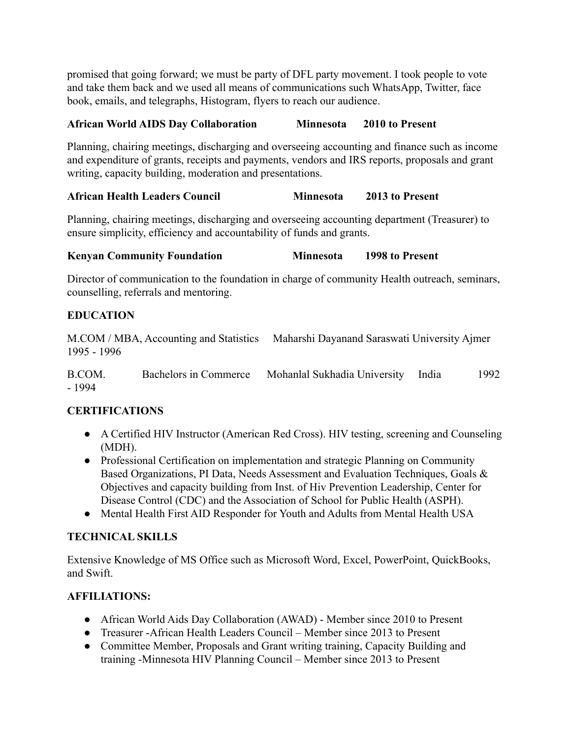promised that going forward; we must be party of DFL party movement. I took people to vote and take them back and we used all means of communications such WhatsApp, Twitter, face book, emails, and telegraphs, Histogram, flyers to reach our audience.

**African World AIDS Day Collaboration Minnesota 2010 to Present**

Planning, chairing meetings, discharging and overseeing accounting and finance such as income and expenditure of grants, receipts and payments, vendors and IRS reports, proposals and grant writing, capacity building, moderation and presentations.

**African Health Leaders Council Minnesota 2013 to Present**

Planning, chairing meetings, discharging and overseeing accounting department (Treasurer) to ensure simplicity, efficiency and accountability of funds and grants.

**Kenyan Community Foundation Minnesota 1998 to Present**

Director of communication to the foundation in charge of community Health outreach, seminars, counselling, referrals and mentoring.

## EDUCATION

M.COM / MBA, Accounting and Statistics Maharshi Dayanand Saraswati University Ajmer 1995 - 1996

B.COM. Bachelors in Commerce Mohanlal Sukhadia University India 1992 - 1994

## CERTIFICATIONS

- A Certified HIV Instructor (American Red Cross). HIV testing, screening and Counseling (MDH).
- Professional Certification on implementation and strategic Planning on Community Based Organizations, PI Data, Needs Assessment and Evaluation Techniques, Goals & Objectives and capacity building from Inst. of Hiv Prevention Leadership, Center for Disease Control (CDC) and the Association of School for Public Health (ASPH).
- Mental Health First AID Responder for Youth and Adults from Mental Health USA

## TECHNICAL SKILLS

Extensive Knowledge of MS Office such as Microsoft Word, Excel, PowerPoint, QuickBooks, and Swift.

## AFFILIATIONS:

- African World Aids Day Collaboration (AWAD) - Member since 2010 to Present
- Treasurer -African Health Leaders Council – Member since 2013 to Present
- Committee Member, Proposals and Grant writing training, Capacity Building and training -Minnesota HIV Planning Council – Member since 2013 to Present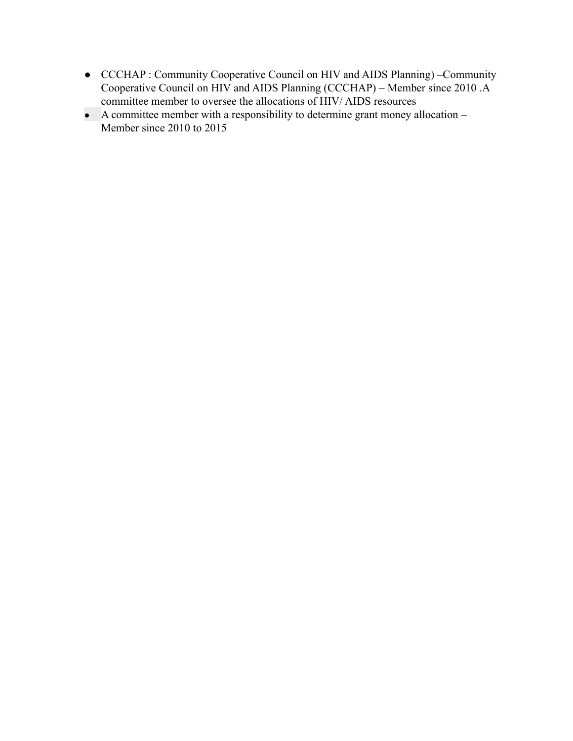- CCCHAP : Community Cooperative Council on HIV and AIDS Planning) –Community Cooperative Council on HIV and AIDS Planning (CCCHAP) – Member since 2010 .A committee member to oversee the allocations of HIV/ AIDS resources
- A committee member with a responsibility to determine grant money allocation – Member since 2010 to 2015